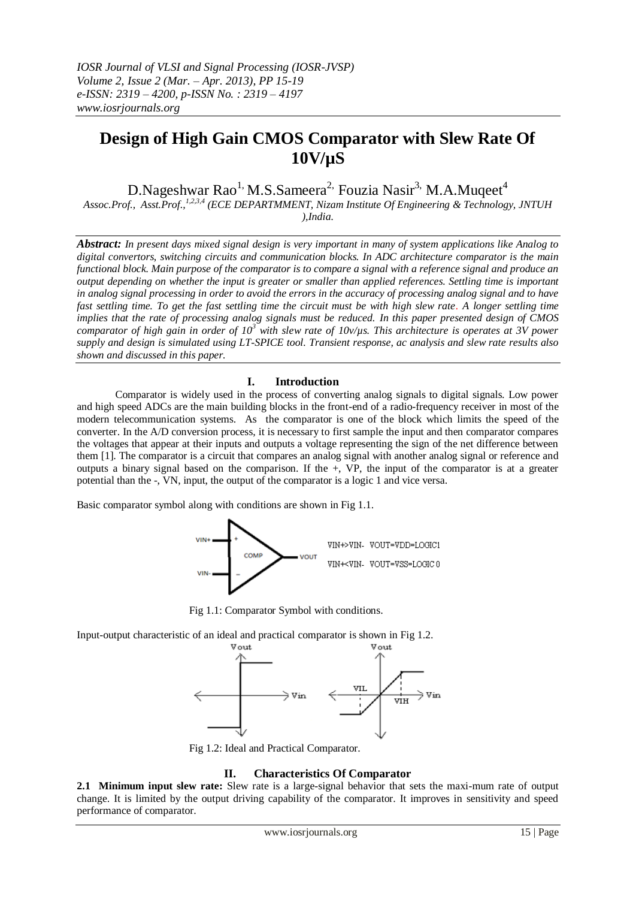# Design of High Gain CMOS Comparator with Slew Rate Of 10V/µS

D.Nageshwar Rao[1], M.S.Sameera[2], Fouzia Nasir[3], M.A.Muqeet[4]

*Assoc.Prof., Asst.Prof.,[1,2,3,4] (ECE DEPARTMMENT, Nizam Institute Of Engineering & Technology, JNTUH ),India.*

***Abstract:*** *In present days mixed signal design is very important in many of system applications like Analog to digital convertors, switching circuits and communication blocks. In ADC architecture comparator is the main functional block. Main purpose of the comparator is to compare a signal with a reference signal and produce an output depending on whether the input is greater or smaller than applied references. Settling time is important in analog signal processing in order to avoid the errors in the accuracy of processing analog signal and to have fast settling time. To get the fast settling time the circuit must be with high slew rate. A longer settling time implies that the rate of processing analog signals must be reduced. In this paper presented design of CMOS comparator of high gain in order of $10^3$ with slew rate of 10v/µs. This architecture is operates at 3V power supply and design is simulated using LT-SPICE tool. Transient response, ac analysis and slew rate results also shown and discussed in this paper.*

## I. Introduction

Comparator is widely used in the process of converting analog signals to digital signals. Low power and high speed ADCs are the main building blocks in the front-end of a radio-frequency receiver in most of the modern telecommunication systems. As the comparator is one of the block which limits the speed of the converter. In the A/D conversion process, it is necessary to first sample the input and then comparator compares the voltages that appear at their inputs and outputs a voltage representing the sign of the net difference between them [1]. The comparator is a circuit that compares an analog signal with another analog signal or reference and outputs a binary signal based on the comparison. If the +, VP, the input of the comparator is at a greater potential than the -, VN, input, the output of the comparator is a logic 1 and vice versa.

Basic comparator symbol along with conditions are shown in Fig 1.1.

VIN+>VIN- VOUT=VDD=LOGIC1

VIN+<VIN- VOUT=VSS=LOGIC 0

Fig 1.1: Comparator Symbol with conditions.

Input-output characteristic of an ideal and practical comparator is shown in Fig 1.2.

Fig 1.2: Ideal and Practical Comparator.

## II. Characteristics Of Comparator

**2.1 Minimum input slew rate:** Slew rate is a large-signal behavior that sets the maxi-mum rate of output change. It is limited by the output driving capability of the comparator. It improves in sensitivity and speed performance of comparator.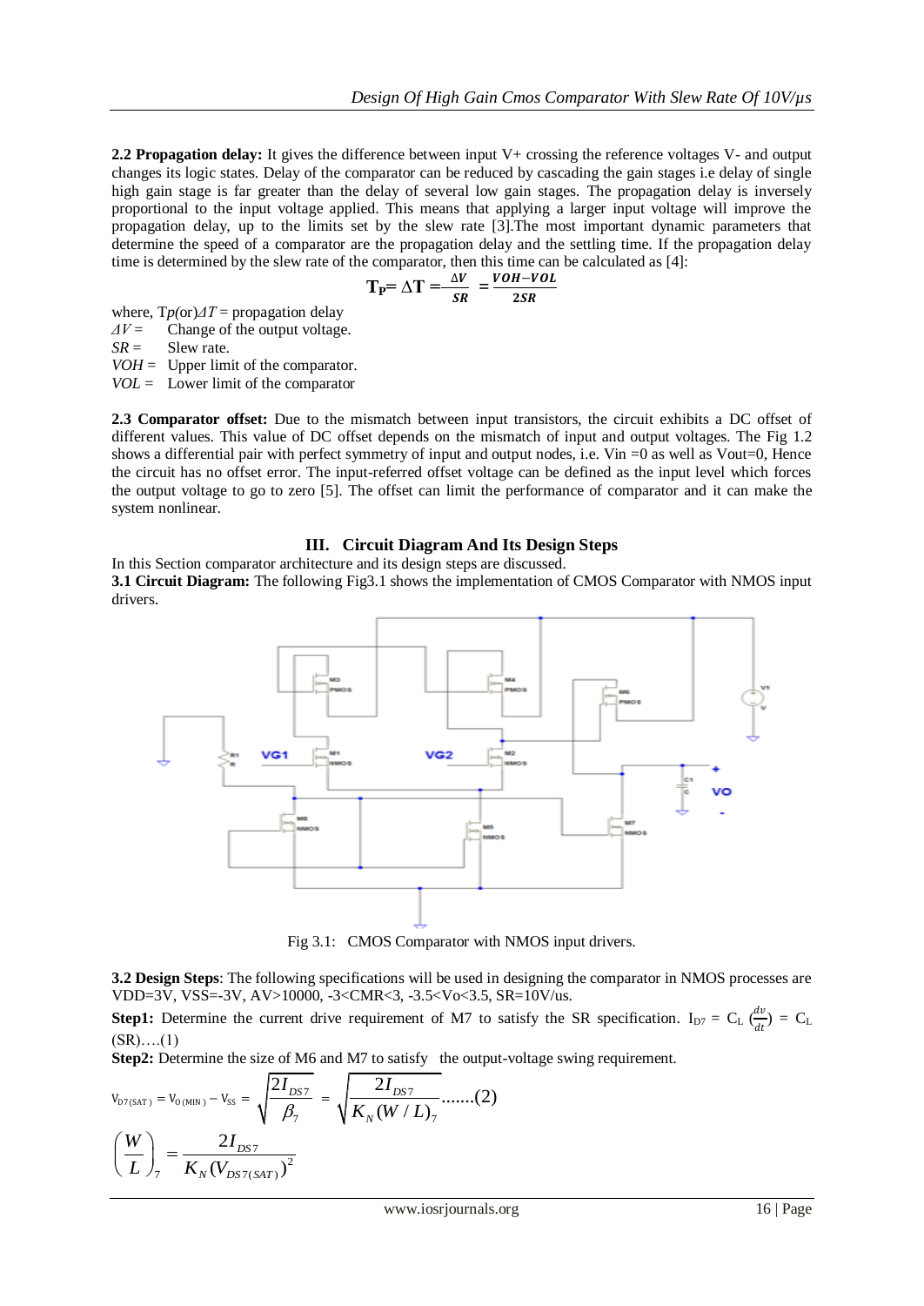**2.2 Propagation delay:** It gives the difference between input V+ crossing the reference voltages V- and output changes its logic states. Delay of the comparator can be reduced by cascading the gain stages i.e delay of single high gain stage is far greater than the delay of several low gain stages. The propagation delay is inversely proportional to the input voltage applied. This means that applying a larger input voltage will improve the propagation delay, up to the limits set by the slew rate [3].The most important dynamic parameters that determine the speed of a comparator are the propagation delay and the settling time. If the propagation delay time is determined by the slew rate of the comparator, then this time can be calculated as [4]:

$$T_P = \Delta T = \frac{\Delta V}{SR} = \frac{VOH - VOL}{2SR}$$

where, $T_p$(or)$\Delta T$ = propagation delay

$\Delta V$ = Change of the output voltage.

$SR$ = Slew rate.

$VOH$ = Upper limit of the comparator.

$VOL$ = Lower limit of the comparator

**2.3 Comparator offset:** Due to the mismatch between input transistors, the circuit exhibits a DC offset of different values. This value of DC offset depends on the mismatch of input and output voltages. The Fig 1.2 shows a differential pair with perfect symmetry of input and output nodes, i.e. Vin =0 as well as Vout=0, Hence the circuit has no offset error. The input-referred offset voltage can be defined as the input level which forces the output voltage to go to zero [5]. The offset can limit the performance of comparator and it can make the system nonlinear.

## III. Circuit Diagram And Its Design Steps

In this Section comparator architecture and its design steps are discussed.

**3.1 Circuit Diagram:** The following Fig3.1 shows the implementation of CMOS Comparator with NMOS input drivers.

Fig 3.1: CMOS Comparator with NMOS input drivers.

**3.2 Design Steps**: The following specifications will be used in designing the comparator in NMOS processes are VDD=3V, VSS=-3V, AV>10000, -3<CMR<3, -3.5<Vo<3.5, SR=10V/us.

**Step1:** Determine the current drive requirement of M7 to satisfy the SR specification. $I_{D7} = C_L \left(\frac{dv}{dt}\right) = C_L (SR)$….(1)

**Step2:** Determine the size of M6 and M7 to satisfy the output-voltage swing requirement.

$$V_{D7(SAT)} = V_{O(MIN)} - V_{SS} = \sqrt{\frac{2I_{DS7}}{\beta_7}} = \sqrt{\frac{2I_{DS7}}{K_N (W/L)_7}} \text{.......(2)}$$

$$\left(\frac{W}{L}\right)_7 = \frac{2I_{DS7}}{K_N (V_{DS7(SAT)})^2}$$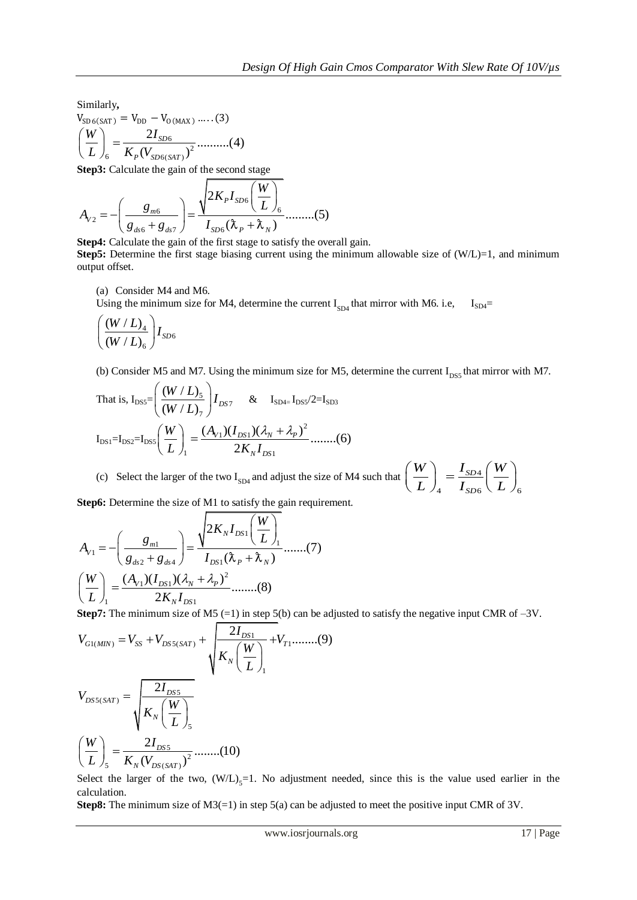Similarly,

$$V_{SD6(SAT)} = V_{DD} - V_{O(MAX)} \ldots\ldots(3)$$

$$\left(\frac{W}{L}\right)_6 = \frac{2I_{SD6}}{K_P (V_{SD6(SAT)})^2} \ldots\ldots\ldots\ldots(4)$$

**Step3:** Calculate the gain of the second stage

$$A_{V2} = -\left(\frac{g_{m6}}{g_{ds6} + g_{ds7}}\right) = \frac{\sqrt{2K_P I_{SD6}\left(\frac{W}{L}\right)_6}}{I_{SD6}(\lambda_P + \lambda_N)} \ldots\ldots\ldots(5)$$

**Step4:** Calculate the gain of the first stage to satisfy the overall gain.

**Step5:** Determine the first stage biasing current using the minimum allowable size of (W/L)=1, and minimum output offset.

(a) Consider M4 and M6.

Using the minimum size for M4, determine the current $I_{SD4}$ that mirror with M6. i.e, $I_{SD4} = \left(\frac{(W/L)_4}{(W/L)_6}\right) I_{SD6}$

(b) Consider M5 and M7. Using the minimum size for M5, determine the current $I_{DS5}$ that mirror with M7.

That is, $I_{DS5} = \left(\frac{(W/L)_5}{(W/L)_7}\right) I_{DS7}$ & $I_{SD4} = I_{DS5}/2 = I_{SD3}$

$$I_{DS1} = I_{DS2} = I_{DS5}\left(\frac{W}{L}\right)_1 = \frac{(A_{V1})(I_{DS1})(\lambda_N + \lambda_P)^2}{2K_N I_{DS1}} \ldots\ldots\ldots(6)$$

(c) Select the larger of the two $I_{SD4}$ and adjust the size of M4 such that $\left(\frac{W}{L}\right)_4 = \frac{I_{SD4}}{I_{SD6}}\left(\frac{W}{L}\right)_6$

**Step6:** Determine the size of M1 to satisfy the gain requirement.

$$A_{V1} = -\left(\frac{g_{m1}}{g_{ds2} + g_{ds4}}\right) = \frac{\sqrt{2K_N I_{DS1}\left(\frac{W}{L}\right)_1}}{I_{DS1}(\lambda_P + \lambda_N)} \ldots\ldots\ldots(7)$$

$$\left(\frac{W}{L}\right)_1 = \frac{(A_{V1})(I_{DS1})(\lambda_N + \lambda_P)^2}{2K_N I_{DS1}} \ldots\ldots\ldots(8)$$

**Step7:** The minimum size of M5 (=1) in step 5(b) can be adjusted to satisfy the negative input CMR of –3V.

$$V_{G1(MIN)} = V_{SS} + V_{DS5(SAT)} + \sqrt{\frac{2I_{DS1}}{K_N\left(\frac{W}{L}\right)_1}} + V_{T1} \ldots\ldots\ldots(9)$$

$$V_{DS5(SAT)} = \sqrt{\frac{2I_{DS5}}{K_N\left(\frac{W}{L}\right)_5}}$$

$$\left(\frac{W}{L}\right)_5 = \frac{2I_{DS5}}{K_N (V_{DS(SAT)})^2} \ldots\ldots\ldots(10)$$

Select the larger of the two, $(W/L)_5 = 1$. No adjustment needed, since this is the value used earlier in the calculation.

**Step8:** The minimum size of M3(=1) in step 5(a) can be adjusted to meet the positive input CMR of 3V.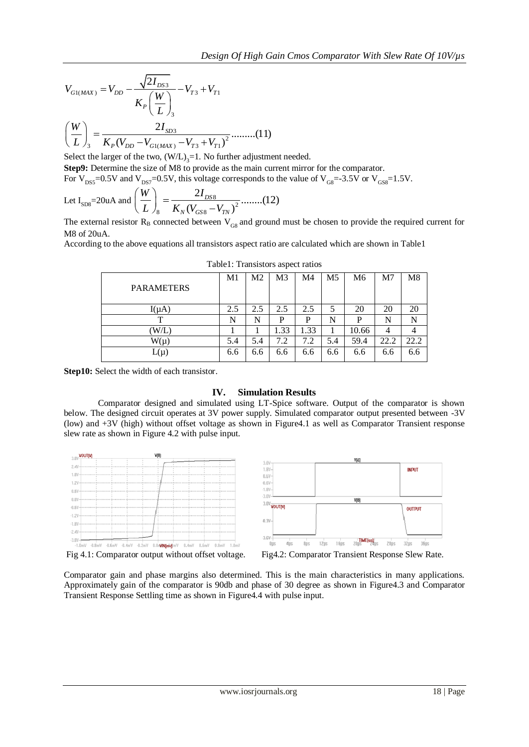$$V_{G1(MAX)} = V_{DD} - \frac{\sqrt{2I_{DS3}}}{K_P\left(\frac{W}{L}\right)_3} - V_{T3} + V_{T1}$$

$$\left(\frac{W}{L}\right)_3 = \frac{2I_{SD3}}{K_P(V_{DD} - V_{G1(MAX)} - V_{T3} + V_{T1})^2} \text{.........(11)}$$

Select the larger of the two, $(W/L)_3=1$. No further adjustment needed.

**Step9:** Determine the size of M8 to provide as the main current mirror for the comparator.

For $V_{DS5}=0.5V$ and $V_{DS7}=0.5V$, this voltage corresponds to the value of $V_{G8}=-3.5V$ or $V_{GS8}=1.5V$.

Let $I_{SD8}=20uA$ and $\left(\frac{W}{L}\right)_8 = \frac{2I_{DS8}}{K_N(V_{GS8} - V_{TN})^2}$ ........(12)

The external resistor $R_B$ connected between $V_{G8}$ and ground must be chosen to provide the required current for M8 of 20uA.

According to the above equations all transistors aspect ratio are calculated which are shown in Table1

Table1: Transistors aspect ratios

| PARAMETERS | M1 | M2 | M3 | M4 | M5 | M6 | M7 | M8 |
|---|---|---|---|---|---|---|---|---|
| I(μA) | 2.5 | 2.5 | 2.5 | 2.5 | 5 | 20 | 20 | 20 |
| T | N | N | P | P | N | P | N | N |
| (W/L) | 1 | 1 | 1.33 | 1.33 | 1 | 10.66 | 4 | 4 |
| W(μ) | 5.4 | 5.4 | 7.2 | 7.2 | 5.4 | 59.4 | 22.2 | 22.2 |
| L(μ) | 6.6 | 6.6 | 6.6 | 6.6 | 6.6 | 6.6 | 6.6 | 6.6 |

**Step10:** Select the width of each transistor.

## IV. Simulation Results

Comparator designed and simulated using LT-Spice software. Output of the comparator is shown below. The designed circuit operates at 3V power supply. Simulated comparator output presented between -3V (low) and +3V (high) without offset voltage as shown in Figure4.1 as well as Comparator Transient response slew rate as shown in Figure 4.2 with pulse input.

Fig 4.1: Comparator output without offset voltage.

Fig4.2: Comparator Transient Response Slew Rate.

Comparator gain and phase margins also determined. This is the main characteristics in many applications. Approximately gain of the comparator is 90db and phase of 30 degree as shown in Figure4.3 and Comparator Transient Response Settling time as shown in Figure4.4 with pulse input.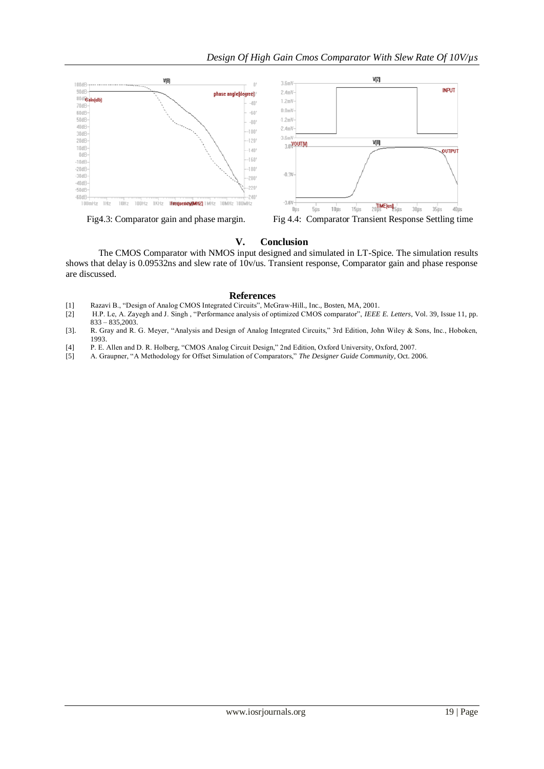V(8)

100dB 90dB 80dB Gain(db) 70dB 60dB 50dB 40dB 30dB 20dB 10dB 0dB -10dB -20dB -30dB -40dB -50dB -60dB

phase angle(degree) 0° -40° -60° -80° -100° -120° -140° -160° -180° -200° -220° -240°

100mHz 1Hz 10Hz 100Hz 1KHz Frequency(MHz) 1MHz 10MHz 100MHz

Fig4.3: Comparator gain and phase margin.

V(2)

3.6mV 2.4mV 1.2mV 0.0mV -1.2mV -2.4mV -3.6mV

INPUT

V(8)

VOUT(v) 3.0V -0.3V -3.6V

OUTPUT

0µs 5µs 10µs 15µs 20µs TIME(us) 25µs 30µs 35µs 40µs

Fig 4.4: Comparator Transient Response Settling time

## V. Conclusion

The CMOS Comparator with NMOS input designed and simulated in LT-Spice. The simulation results shows that delay is 0.09532ns and slew rate of 10v/us. Transient response, Comparator gain and phase response are discussed.

## References

[1] Razavi B., "Design of Analog CMOS Integrated Circuits", McGraw-Hill., Inc., Bosten, MA, 2001.

[2] H.P. Le, A. Zayegh and J. Singh , "Performance analysis of optimized CMOS comparator", *IEEE E. Letters*, Vol. 39, Issue 11, pp. 833 – 835,2003.

[3]. R. Gray and R. G. Meyer, "Analysis and Design of Analog Integrated Circuits," 3rd Edition, John Wiley & Sons, Inc., Hoboken, 1993.

[4] P. E. Allen and D. R. Holberg, "CMOS Analog Circuit Design," 2nd Edition, Oxford University, Oxford, 2007.

[5] A. Graupner, "A Methodology for Offset Simulation of Comparators," *The Designer Guide Community*, Oct. 2006.